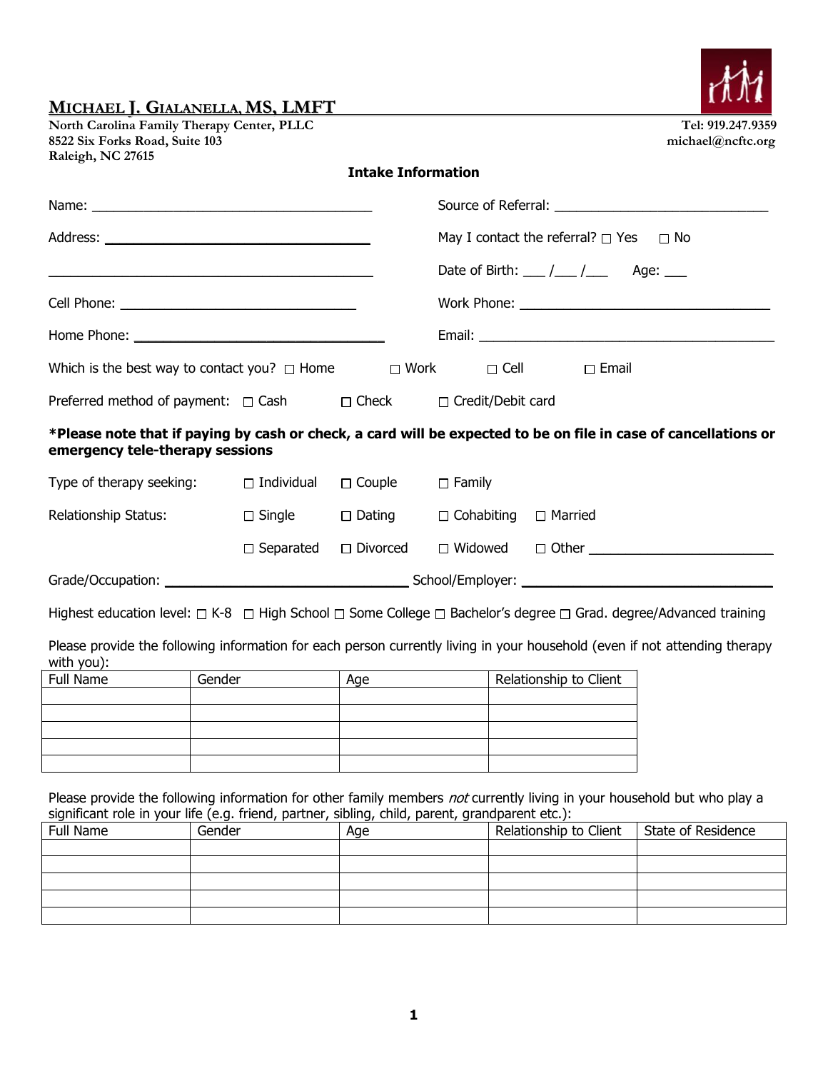# MICHAEL J. GIALANELLA, MS, LMFT

**North Carolina Family Therapy Center, PLLC**
**8522 Six Forks Road, Suite 103**
**Raleigh, NC 27615**

**Tel: 919.247.9359**
**michael@ncftc.org**

## Intake Information

Name: ________________________________________

Source of Referral: ______________________________

Address: ____________________________________

____________________________________________

May I contact the referral? ☐ Yes ☐ No

Date of Birth: ___ /___ /___ Age: ___

Cell Phone: _________________________________

Work Phone: ____________________________________

Home Phone: ________________________________

Email: __________________________________________

Which is the best way to contact you? ☐ Home ☐ Work ☐ Cell ☐ Email

Preferred method of payment: ☐ Cash ☐ Check ☐ Credit/Debit card

***Please note that if paying by cash or check, a card will be expected to be on file in case of cancellations or emergency tele-therapy sessions**

Type of therapy seeking: ☐ Individual ☐ Couple ☐ Family

Relationship Status: ☐ Single ☐ Dating ☐ Cohabiting ☐ Married ☐ Separated ☐ Divorced ☐ Widowed ☐ Other ________________________

Grade/Occupation: ______________________________ School/Employer: _______________________________

Highest education level: ☐ K-8 ☐ High School ☐ Some College ☐ Bachelor's degree ☐ Grad. degree/Advanced training

Please provide the following information for each person currently living in your household (even if not attending therapy with you):

| Full Name | Gender | Age | Relationship to Client |
|---|---|---|---|
| | | | |
| | | | |
| | | | |
| | | | |
| | | | |

Please provide the following information for other family members *not* currently living in your household but who play a significant role in your life (e.g. friend, partner, sibling, child, parent, grandparent etc.):

| Full Name | Gender | Age | Relationship to Client | State of Residence |
|---|---|---|---|---|
| | | | | |
| | | | | |
| | | | | |
| | | | | |
| | | | | |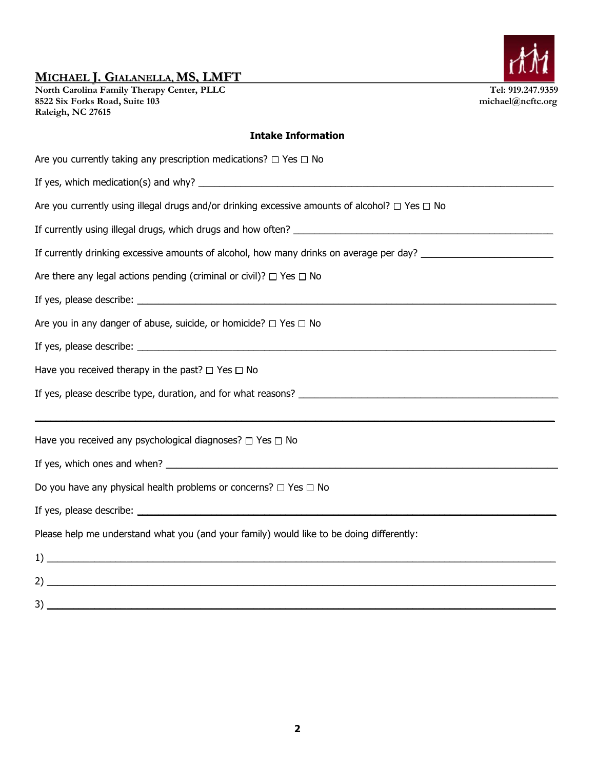**MICHAEL J. GIALANELLA, MS, LMFT**
**North Carolina Family Therapy Center, PLLC**
**8522 Six Forks Road, Suite 103**
**Raleigh, NC 27615**

**Tel: 919.247.9359**
**michael@ncftc.org**

## Intake Information

Are you currently taking any prescription medications? ☐ Yes ☐ No

If yes, which medication(s) and why? ____________________________________________

Are you currently using illegal drugs and/or drinking excessive amounts of alcohol? ☐ Yes ☐ No

If currently using illegal drugs, which drugs and how often? ______________________________

If currently drinking excessive amounts of alcohol, how many drinks on average per day? ______________

Are there any legal actions pending (criminal or civil)? ☐ Yes ☐ No

If yes, please describe: ____________________________________________________

Are you in any danger of abuse, suicide, or homicide? ☐ Yes ☐ No

If yes, please describe: ____________________________________________________

Have you received therapy in the past? ☐ Yes ☐ No

If yes, please describe type, duration, and for what reasons? ______________________________

______________________________________________________________________

Have you received any psychological diagnoses? ☐ Yes ☐ No

If yes, which ones and when? ________________________________________________

Do you have any physical health problems or concerns? ☐ Yes ☐ No

If yes, please describe: ____________________________________________________

Please help me understand what you (and your family) would like to be doing differently:

1) ____________________________________________________________________

2) ____________________________________________________________________

3) ____________________________________________________________________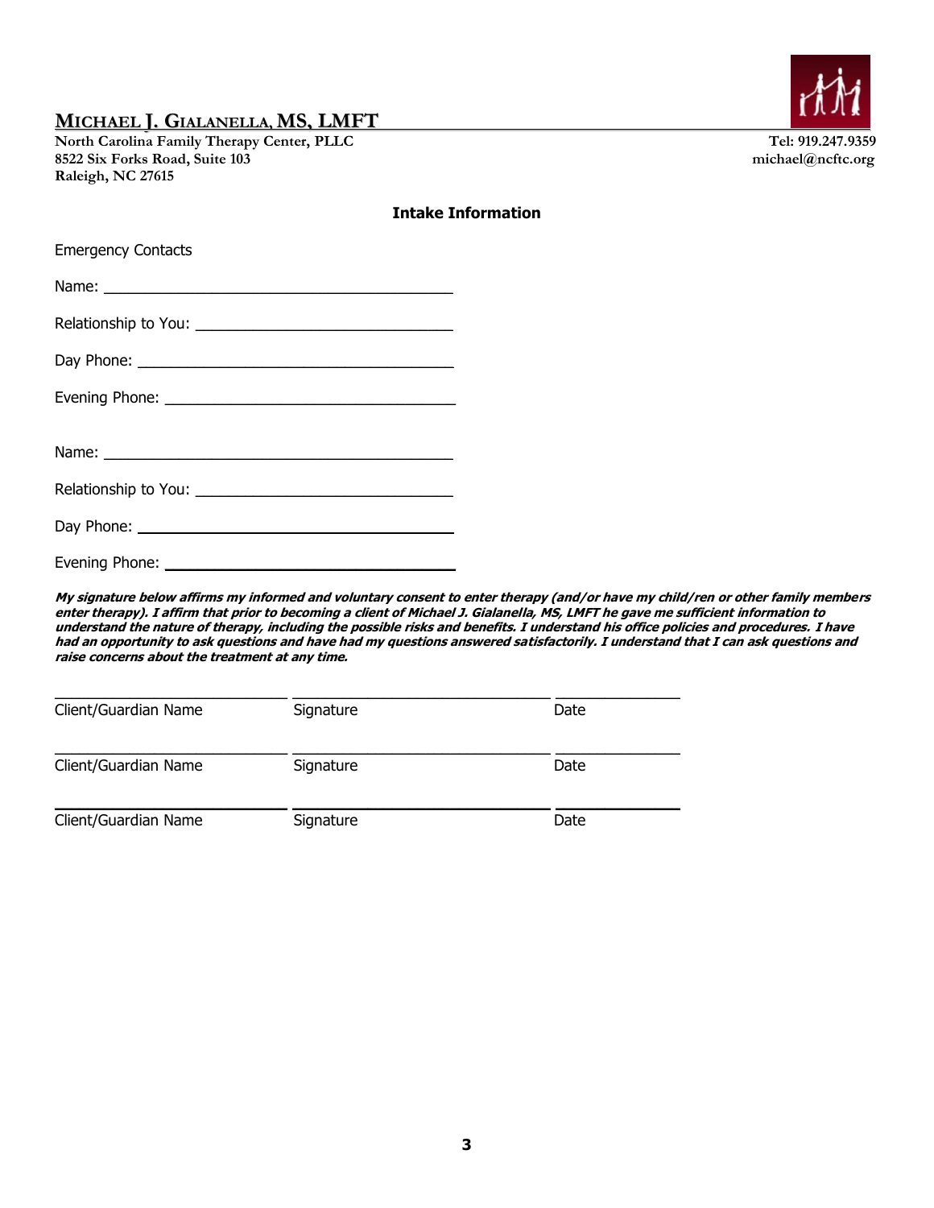**MICHAEL J. GIALANELLA, MS, LMFT**

**North Carolina Family Therapy Center, PLLC**
**8522 Six Forks Road, Suite 103**
**Raleigh, NC 27615**

**Tel: 919.247.9359**
**michael@ncftc.org**

## Intake Information

Emergency Contacts

Name: ________________________________________

Relationship to You: ______________________________

Day Phone: _____________________________________

Evening Phone: __________________________________

Name: ________________________________________

Relationship to You: ______________________________

Day Phone: _____________________________________

Evening Phone: __________________________________

***My signature below affirms my informed and voluntary consent to enter therapy (and/or have my child/ren or other family members enter therapy). I affirm that prior to becoming a client of Michael J. Gialanella, MS, LMFT he gave me sufficient information to understand the nature of therapy, including the possible risks and benefits. I understand his office policies and procedures. I have had an opportunity to ask questions and have had my questions answered satisfactorily. I understand that I can ask questions and raise concerns about the treatment at any time.***

___________________________ ______________________________ ______________
Client/Guardian Name Signature Date

___________________________ ______________________________ ______________
Client/Guardian Name Signature Date

___________________________ ______________________________ ______________
Client/Guardian Name Signature Date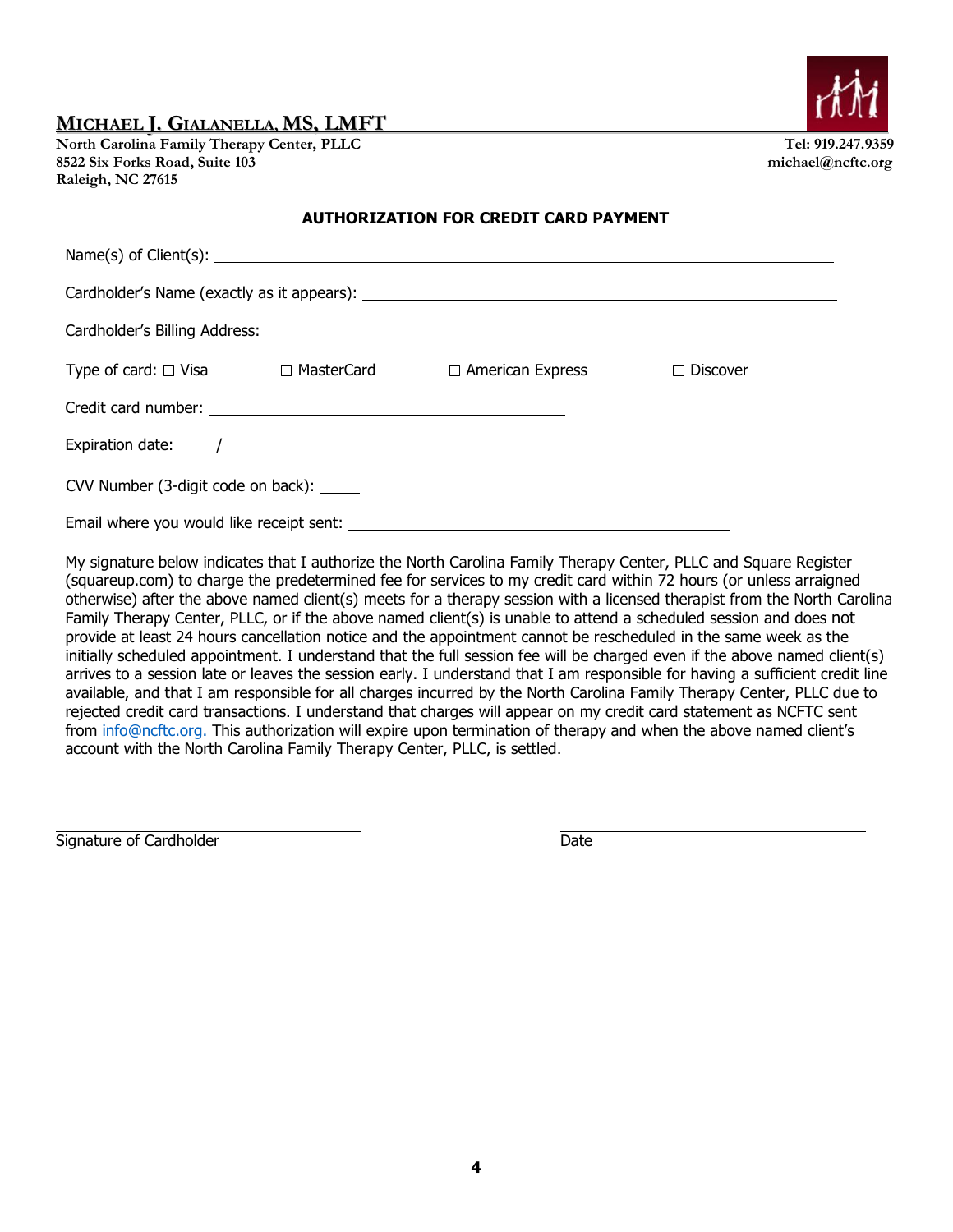**MICHAEL J. GIALANELLA, MS, LMFT**

**North Carolina Family Therapy Center, PLLC**
**8522 Six Forks Road, Suite 103**
**Raleigh, NC 27615**

**Tel: 919.247.9359**
**michael@ncftc.org**

## AUTHORIZATION FOR CREDIT CARD PAYMENT

Name(s) of Client(s): ______________________________________________

Cardholder's Name (exactly as it appears): ______________________________________________

Cardholder's Billing Address: ______________________________________________

Type of card: ☐ Visa ☐ MasterCard ☐ American Express ☐ Discover

Credit card number: ______________________________

Expiration date: ____ /____

CVV Number (3-digit code on back): _____

Email where you would like receipt sent: ______________________________

My signature below indicates that I authorize the North Carolina Family Therapy Center, PLLC and Square Register (squareup.com) to charge the predetermined fee for services to my credit card within 72 hours (or unless arraigned otherwise) after the above named client(s) meets for a therapy session with a licensed therapist from the North Carolina Family Therapy Center, PLLC, or if the above named client(s) is unable to attend a scheduled session and does not provide at least 24 hours cancellation notice and the appointment cannot be rescheduled in the same week as the initially scheduled appointment. I understand that the full session fee will be charged even if the above named client(s) arrives to a session late or leaves the session early. I understand that I am responsible for having a sufficient credit line available, and that I am responsible for all charges incurred by the North Carolina Family Therapy Center, PLLC due to rejected credit card transactions. I understand that charges will appear on my credit card statement as NCFTC sent from info@ncftc.org. This authorization will expire upon termination of therapy and when the above named client's account with the North Carolina Family Therapy Center, PLLC, is settled.

______________________________ ______________________________
Signature of Cardholder Date